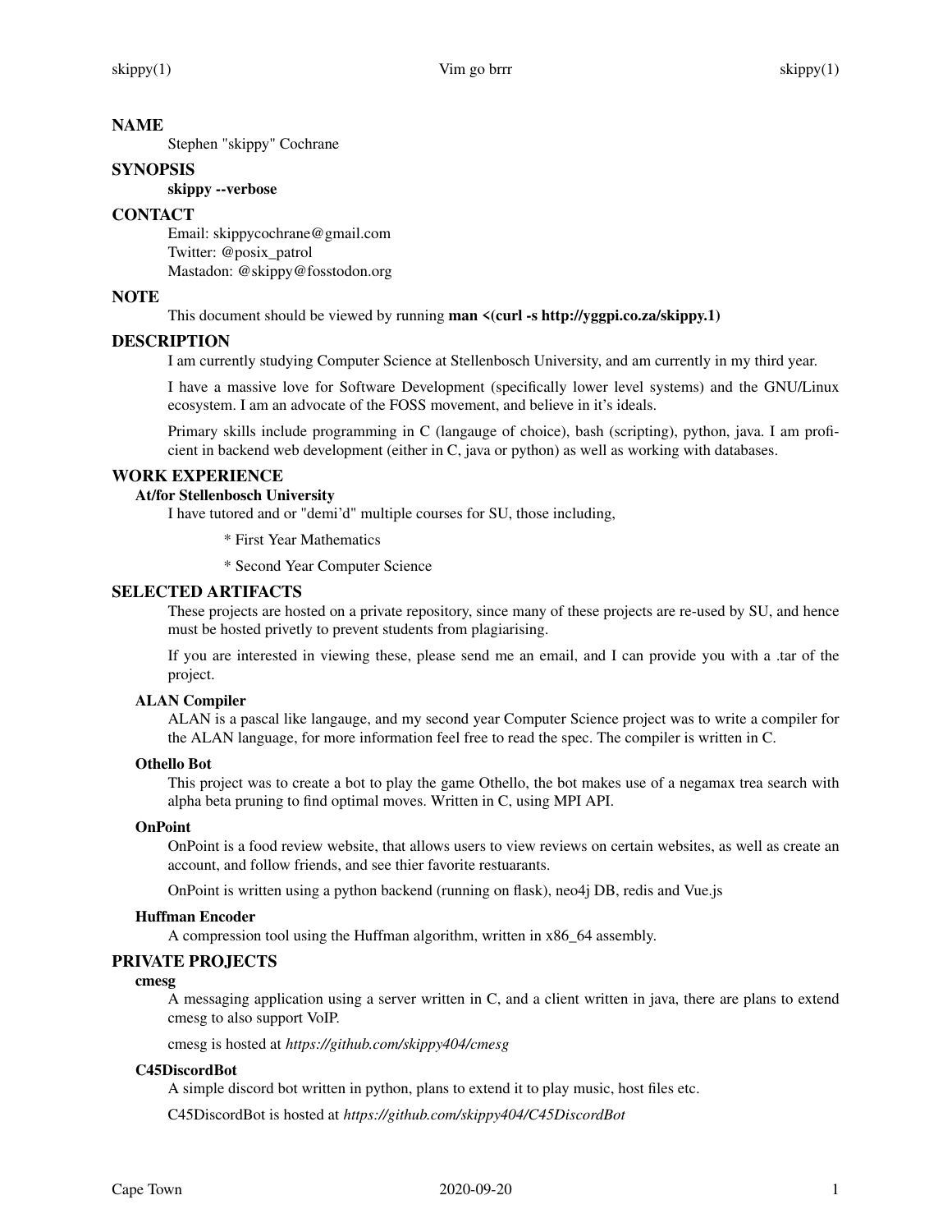## NAME

Stephen "skippy" Cochrane

## SYNOPSIS

**skippy --verbose**

## CONTACT

Email: skippycochrane@gmail.com
Twitter: @posix_patrol
Mastadon: @skippy@fosstodon.org

## NOTE

This document should be viewed by running **man <(curl -s http://yggpi.co.za/skippy.1)**

## DESCRIPTION

I am currently studying Computer Science at Stellenbosch University, and am currently in my third year.

I have a massive love for Software Development (specifically lower level systems) and the GNU/Linux ecosystem. I am an advocate of the FOSS movement, and believe in it's ideals.

Primary skills include programming in C (langauge of choice), bash (scripting), python, java. I am proficient in backend web development (either in C, java or python) as well as working with databases.

## WORK EXPERIENCE

### At/for Stellenbosch University

I have tutored and or "demi'd" multiple courses for SU, those including,

* First Year Mathematics

* Second Year Computer Science

## SELECTED ARTIFACTS

These projects are hosted on a private repository, since many of these projects are re-used by SU, and hence must be hosted privetly to prevent students from plagiarising.

If you are interested in viewing these, please send me an email, and I can provide you with a .tar of the project.

### ALAN Compiler

ALAN is a pascal like langauge, and my second year Computer Science project was to write a compiler for the ALAN language, for more information feel free to read the spec. The compiler is written in C.

### Othello Bot

This project was to create a bot to play the game Othello, the bot makes use of a negamax trea search with alpha beta pruning to find optimal moves. Written in C, using MPI API.

### OnPoint

OnPoint is a food review website, that allows users to view reviews on certain websites, as well as create an account, and follow friends, and see thier favorite restuarants.

OnPoint is written using a python backend (running on flask), neo4j DB, redis and Vue.js

### Huffman Encoder

A compression tool using the Huffman algorithm, written in x86_64 assembly.

## PRIVATE PROJECTS

### cmesg

A messaging application using a server written in C, and a client written in java, there are plans to extend cmesg to also support VoIP.

cmesg is hosted at *https://github.com/skippy404/cmesg*

### C45DiscordBot

A simple discord bot written in python, plans to extend it to play music, host files etc.

C45DiscordBot is hosted at *https://github.com/skippy404/C45DiscordBot*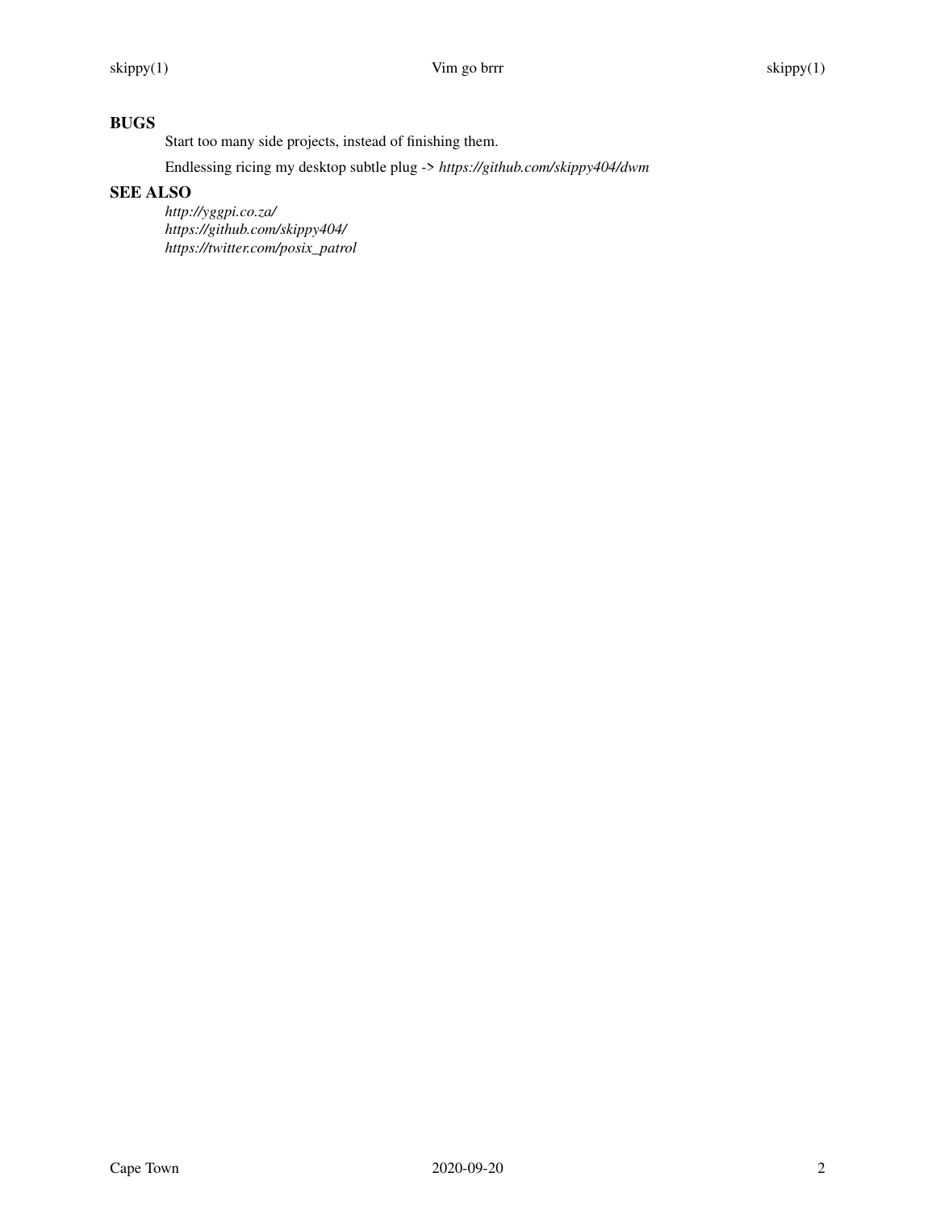## BUGS

Start too many side projects, instead of finishing them.

Endlessing ricing my desktop subtle plug -> *https://github.com/skippy404/dwm*

## SEE ALSO

*http://yggpi.co.za/*
*https://github.com/skippy404/*
*https://twitter.com/posix_patrol*